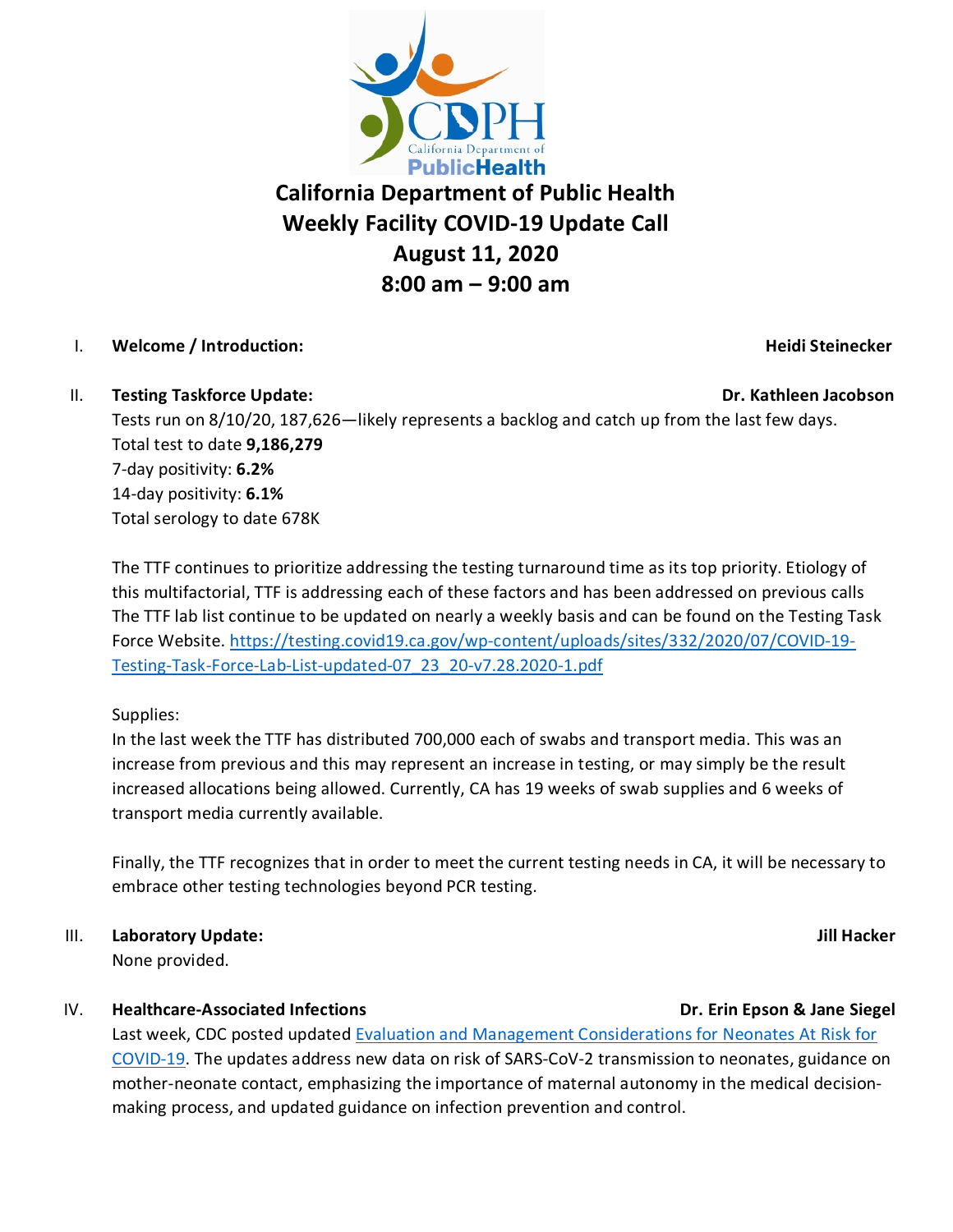# California Department of Public Health
# Weekly Facility COVID-19 Update Call
# August 11, 2020
# 8:00 am – 9:00 am

I. **Welcome / Introduction:** **Heidi Steinecker**

II. **Testing Taskforce Update:** **Dr. Kathleen Jacobson**

Tests run on 8/10/20, 187,626—likely represents a backlog and catch up from the last few days.
Total test to date **9,186,279**
7-day positivity: **6.2%**
14-day positivity: **6.1%**
Total serology to date 678K

The TTF continues to prioritize addressing the testing turnaround time as its top priority. Etiology of this multifactorial, TTF is addressing each of these factors and has been addressed on previous calls The TTF lab list continue to be updated on nearly a weekly basis and can be found on the Testing Task Force Website. [https://testing.covid19.ca.gov/wp-content/uploads/sites/332/2020/07/COVID-19-Testing-Task-Force-Lab-List-updated-07_23_20-v7.28.2020-1.pdf](https://testing.covid19.ca.gov/wp-content/uploads/sites/332/2020/07/COVID-19-Testing-Task-Force-Lab-List-updated-07_23_20-v7.28.2020-1.pdf)

Supplies:
In the last week the TTF has distributed 700,000 each of swabs and transport media. This was an increase from previous and this may represent an increase in testing, or may simply be the result increased allocations being allowed. Currently, CA has 19 weeks of swab supplies and 6 weeks of transport media currently available.

Finally, the TTF recognizes that in order to meet the current testing needs in CA, it will be necessary to embrace other testing technologies beyond PCR testing.

III. **Laboratory Update:** **Jill Hacker**

None provided.

IV. **Healthcare-Associated Infections** **Dr. Erin Epson & Jane Siegel**

Last week, CDC posted updated Evaluation and Management Considerations for Neonates At Risk for COVID-19. The updates address new data on risk of SARS-CoV-2 transmission to neonates, guidance on mother-neonate contact, emphasizing the importance of maternal autonomy in the medical decision-making process, and updated guidance on infection prevention and control.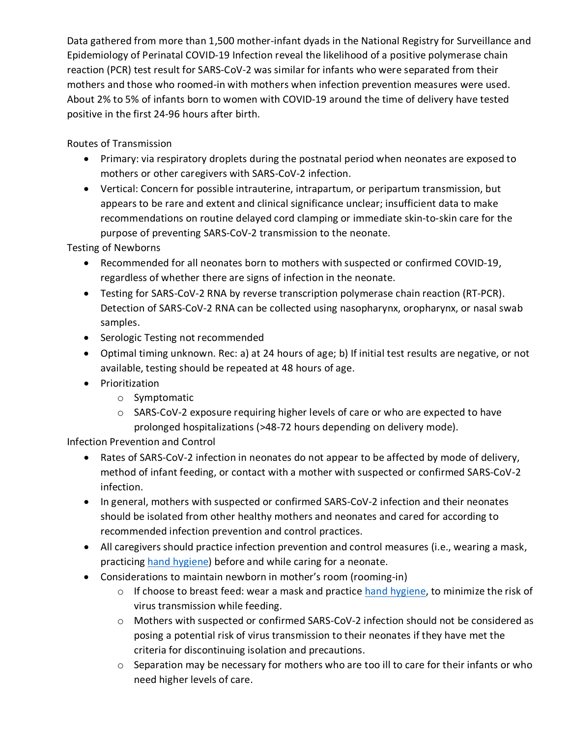Data gathered from more than 1,500 mother-infant dyads in the National Registry for Surveillance and Epidemiology of Perinatal COVID-19 Infection reveal the likelihood of a positive polymerase chain reaction (PCR) test result for SARS-CoV-2 was similar for infants who were separated from their mothers and those who roomed-in with mothers when infection prevention measures were used. About 2% to 5% of infants born to women with COVID-19 around the time of delivery have tested positive in the first 24-96 hours after birth.

Routes of Transmission

- Primary: via respiratory droplets during the postnatal period when neonates are exposed to mothers or other caregivers with SARS-CoV-2 infection.
- Vertical: Concern for possible intrauterine, intrapartum, or peripartum transmission, but appears to be rare and extent and clinical significance unclear; insufficient data to make recommendations on routine delayed cord clamping or immediate skin-to-skin care for the purpose of preventing SARS-CoV-2 transmission to the neonate.

Testing of Newborns

- Recommended for all neonates born to mothers with suspected or confirmed COVID-19, regardless of whether there are signs of infection in the neonate.
- Testing for SARS-CoV-2 RNA by reverse transcription polymerase chain reaction (RT-PCR). Detection of SARS-CoV-2 RNA can be collected using nasopharynx, oropharynx, or nasal swab samples.
- Serologic Testing not recommended
- Optimal timing unknown. Rec: a) at 24 hours of age; b) If initial test results are negative, or not available, testing should be repeated at 48 hours of age.
- Prioritization
  - Symptomatic
  - SARS-CoV-2 exposure requiring higher levels of care or who are expected to have prolonged hospitalizations (>48-72 hours depending on delivery mode).

Infection Prevention and Control

- Rates of SARS-CoV-2 infection in neonates do not appear to be affected by mode of delivery, method of infant feeding, or contact with a mother with suspected or confirmed SARS-CoV-2 infection.
- In general, mothers with suspected or confirmed SARS-CoV-2 infection and their neonates should be isolated from other healthy mothers and neonates and cared for according to recommended infection prevention and control practices.
- All caregivers should practice infection prevention and control measures (i.e., wearing a mask, practicing hand hygiene) before and while caring for a neonate.
- Considerations to maintain newborn in mother's room (rooming-in)
  - If choose to breast feed: wear a mask and practice hand hygiene, to minimize the risk of virus transmission while feeding.
  - Mothers with suspected or confirmed SARS-CoV-2 infection should not be considered as posing a potential risk of virus transmission to their neonates if they have met the criteria for discontinuing isolation and precautions.
  - Separation may be necessary for mothers who are too ill to care for their infants or who need higher levels of care.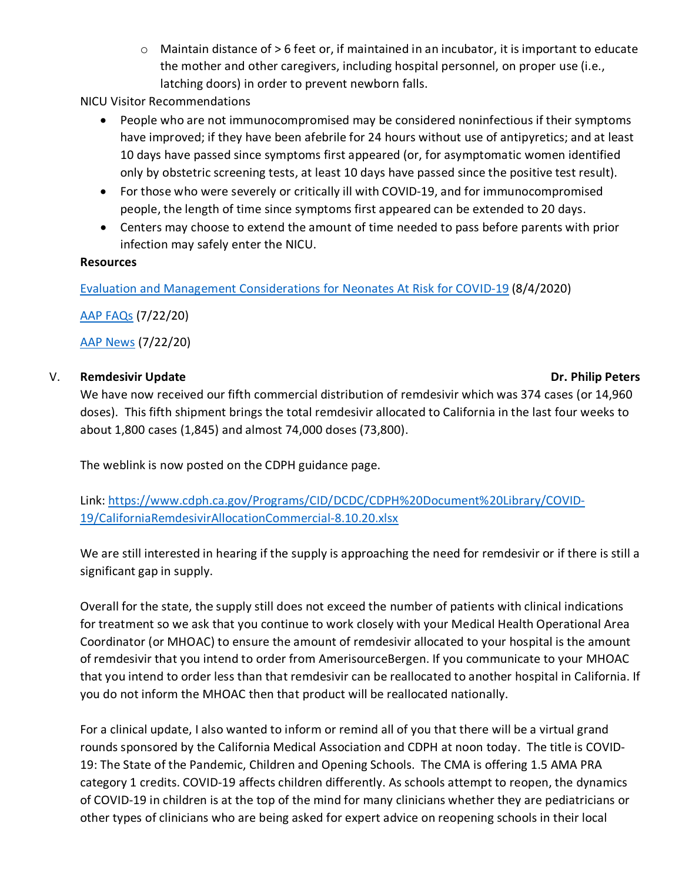- Maintain distance of > 6 feet or, if maintained in an incubator, it is important to educate the mother and other caregivers, including hospital personnel, on proper use (i.e., latching doors) in order to prevent newborn falls.

NICU Visitor Recommendations

- People who are not immunocompromised may be considered noninfectious if their symptoms have improved; if they have been afebrile for 24 hours without use of antipyretics; and at least 10 days have passed since symptoms first appeared (or, for asymptomatic women identified only by obstetric screening tests, at least 10 days have passed since the positive test result).
- For those who were severely or critically ill with COVID-19, and for immunocompromised people, the length of time since symptoms first appeared can be extended to 20 days.
- Centers may choose to extend the amount of time needed to pass before parents with prior infection may safely enter the NICU.

**Resources**

[Evaluation and Management Considerations for Neonates At Risk for COVID-19](#) (8/4/2020)

[AAP FAQs](#) (7/22/20)

[AAP News](#) (7/22/20)

## V. Remdesivir Update — Dr. Philip Peters

We have now received our fifth commercial distribution of remdesivir which was 374 cases (or 14,960 doses). This fifth shipment brings the total remdesivir allocated to California in the last four weeks to about 1,800 cases (1,845) and almost 74,000 doses (73,800).

The weblink is now posted on the CDPH guidance page.

Link: https://www.cdph.ca.gov/Programs/CID/DCDC/CDPH%20Document%20Library/COVID-19/CaliforniaRemdesivirAllocationCommercial-8.10.20.xlsx

We are still interested in hearing if the supply is approaching the need for remdesivir or if there is still a significant gap in supply.

Overall for the state, the supply still does not exceed the number of patients with clinical indications for treatment so we ask that you continue to work closely with your Medical Health Operational Area Coordinator (or MHOAC) to ensure the amount of remdesivir allocated to your hospital is the amount of remdesivir that you intend to order from AmerisourceBergen. If you communicate to your MHOAC that you intend to order less than that remdesivir can be reallocated to another hospital in California. If you do not inform the MHOAC then that product will be reallocated nationally.

For a clinical update, I also wanted to inform or remind all of you that there will be a virtual grand rounds sponsored by the California Medical Association and CDPH at noon today. The title is COVID-19: The State of the Pandemic, Children and Opening Schools. The CMA is offering 1.5 AMA PRA category 1 credits. COVID-19 affects children differently. As schools attempt to reopen, the dynamics of COVID-19 in children is at the top of the mind for many clinicians whether they are pediatricians or other types of clinicians who are being asked for expert advice on reopening schools in their local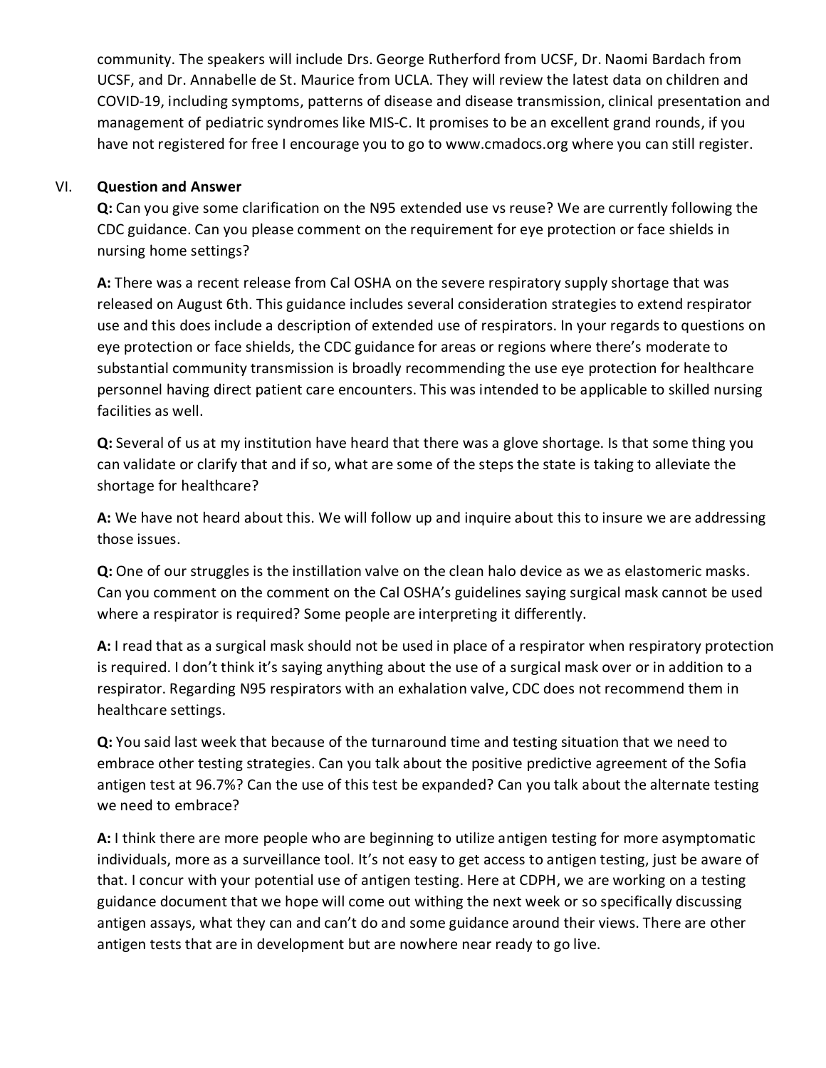community. The speakers will include Drs. George Rutherford from UCSF, Dr. Naomi Bardach from UCSF, and Dr. Annabelle de St. Maurice from UCLA. They will review the latest data on children and COVID-19, including symptoms, patterns of disease and disease transmission, clinical presentation and management of pediatric syndromes like MIS-C. It promises to be an excellent grand rounds, if you have not registered for free I encourage you to go to www.cmadocs.org where you can still register.

## VI. Question and Answer

**Q:** Can you give some clarification on the N95 extended use vs reuse? We are currently following the CDC guidance. Can you please comment on the requirement for eye protection or face shields in nursing home settings?

**A:** There was a recent release from Cal OSHA on the severe respiratory supply shortage that was released on August 6th. This guidance includes several consideration strategies to extend respirator use and this does include a description of extended use of respirators. In your regards to questions on eye protection or face shields, the CDC guidance for areas or regions where there's moderate to substantial community transmission is broadly recommending the use eye protection for healthcare personnel having direct patient care encounters. This was intended to be applicable to skilled nursing facilities as well.

**Q:** Several of us at my institution have heard that there was a glove shortage. Is that some thing you can validate or clarify that and if so, what are some of the steps the state is taking to alleviate the shortage for healthcare?

**A:** We have not heard about this. We will follow up and inquire about this to insure we are addressing those issues.

**Q:** One of our struggles is the instillation valve on the clean halo device as we as elastomeric masks. Can you comment on the comment on the Cal OSHA's guidelines saying surgical mask cannot be used where a respirator is required? Some people are interpreting it differently.

**A:** I read that as a surgical mask should not be used in place of a respirator when respiratory protection is required. I don't think it's saying anything about the use of a surgical mask over or in addition to a respirator. Regarding N95 respirators with an exhalation valve, CDC does not recommend them in healthcare settings.

**Q:** You said last week that because of the turnaround time and testing situation that we need to embrace other testing strategies. Can you talk about the positive predictive agreement of the Sofia antigen test at 96.7%? Can the use of this test be expanded? Can you talk about the alternate testing we need to embrace?

**A:** I think there are more people who are beginning to utilize antigen testing for more asymptomatic individuals, more as a surveillance tool. It's not easy to get access to antigen testing, just be aware of that. I concur with your potential use of antigen testing. Here at CDPH, we are working on a testing guidance document that we hope will come out withing the next week or so specifically discussing antigen assays, what they can and can't do and some guidance around their views. There are other antigen tests that are in development but are nowhere near ready to go live.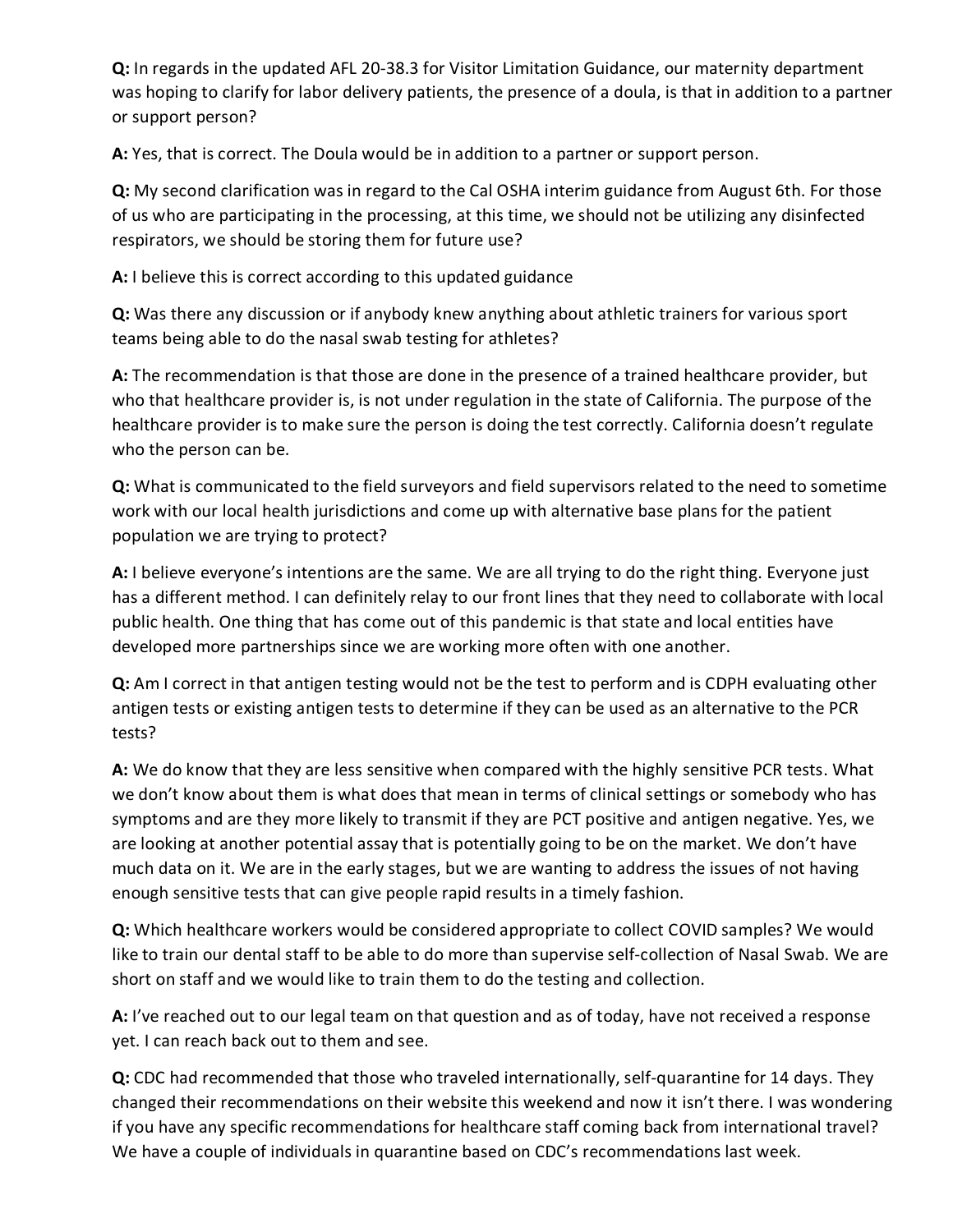**Q:** In regards in the updated AFL 20-38.3 for Visitor Limitation Guidance, our maternity department was hoping to clarify for labor delivery patients, the presence of a doula, is that in addition to a partner or support person?

**A:** Yes, that is correct. The Doula would be in addition to a partner or support person.

**Q:** My second clarification was in regard to the Cal OSHA interim guidance from August 6th. For those of us who are participating in the processing, at this time, we should not be utilizing any disinfected respirators, we should be storing them for future use?

**A:** I believe this is correct according to this updated guidance

**Q:** Was there any discussion or if anybody knew anything about athletic trainers for various sport teams being able to do the nasal swab testing for athletes?

**A:** The recommendation is that those are done in the presence of a trained healthcare provider, but who that healthcare provider is, is not under regulation in the state of California. The purpose of the healthcare provider is to make sure the person is doing the test correctly. California doesn't regulate who the person can be.

**Q:** What is communicated to the field surveyors and field supervisors related to the need to sometime work with our local health jurisdictions and come up with alternative base plans for the patient population we are trying to protect?

**A:** I believe everyone's intentions are the same. We are all trying to do the right thing. Everyone just has a different method. I can definitely relay to our front lines that they need to collaborate with local public health. One thing that has come out of this pandemic is that state and local entities have developed more partnerships since we are working more often with one another.

**Q:** Am I correct in that antigen testing would not be the test to perform and is CDPH evaluating other antigen tests or existing antigen tests to determine if they can be used as an alternative to the PCR tests?

**A:** We do know that they are less sensitive when compared with the highly sensitive PCR tests. What we don't know about them is what does that mean in terms of clinical settings or somebody who has symptoms and are they more likely to transmit if they are PCT positive and antigen negative. Yes, we are looking at another potential assay that is potentially going to be on the market. We don't have much data on it. We are in the early stages, but we are wanting to address the issues of not having enough sensitive tests that can give people rapid results in a timely fashion.

**Q:** Which healthcare workers would be considered appropriate to collect COVID samples? We would like to train our dental staff to be able to do more than supervise self-collection of Nasal Swab. We are short on staff and we would like to train them to do the testing and collection.

**A:** I've reached out to our legal team on that question and as of today, have not received a response yet. I can reach back out to them and see.

**Q:** CDC had recommended that those who traveled internationally, self-quarantine for 14 days. They changed their recommendations on their website this weekend and now it isn't there. I was wondering if you have any specific recommendations for healthcare staff coming back from international travel? We have a couple of individuals in quarantine based on CDC's recommendations last week.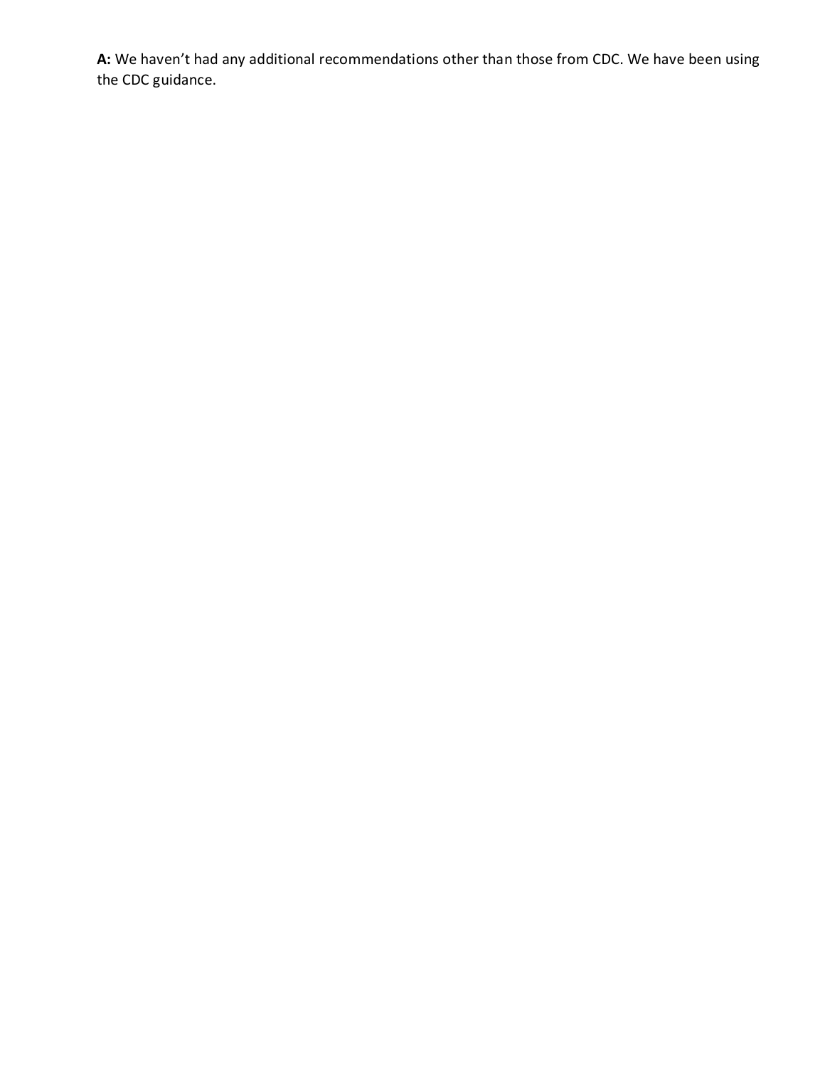**A:** We haven't had any additional recommendations other than those from CDC. We have been using the CDC guidance.